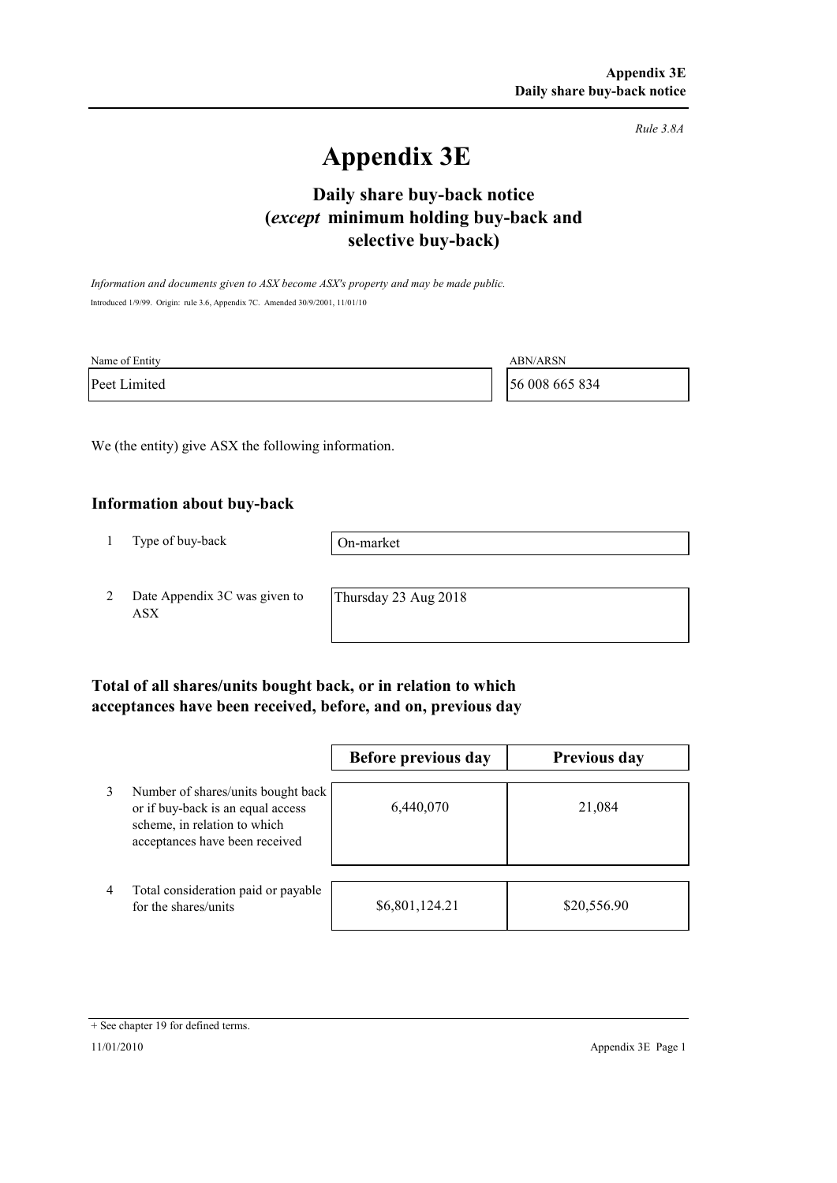*Rule 3.8A*

# Appendix 3E

## Daily share buy-back notice (*except* minimum holding buy-back and selective buy-back)

*Information and documents given to ASX become ASX's property and may be made public.*

Introduced 1/9/99. Origin: rule 3.6, Appendix 7C. Amended 30/9/2001, 11/01/10

| Name of Entity | ABN/ARSN |
|---|---|
| Peet Limited | 56 008 665 834 |

We (the entity) give ASX the following information.

### Information about buy-back

| | | |
|---|---|---|
| 1 | Type of buy-back | On-market |
| 2 | Date Appendix 3C was given to ASX | Thursday 23 Aug 2018 |

### Total of all shares/units bought back, or in relation to which acceptances have been received, before, and on, previous day

| | | Before previous day | Previous day |
|---|---|---|---|
| 3 | Number of shares/units bought back or if buy-back is an equal access scheme, in relation to which acceptances have been received | 6,440,070 | 21,084 |
| 4 | Total consideration paid or payable for the shares/units | $6,801,124.21 | $20,556.90 |

+ See chapter 19 for defined terms.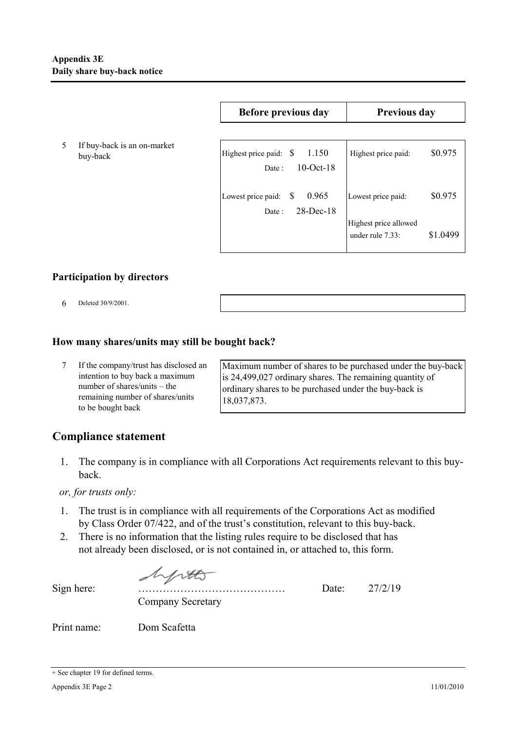**Appendix 3E**
**Daily share buy-back notice**

| | Before previous day | | Previous day | |
|---|---|---|---|---|
| 5 If buy-back is an on-market buy-back | Highest price paid: | $ 1.150 | Highest price paid: | $0.975 |
| | Date : | 10-Oct-18 | | |
| | Lowest price paid: | $ 0.965 | Lowest price paid: | $0.975 |
| | Date : | 28-Dec-18 | | |
| | | | Highest price allowed under rule 7.33: | $1.0499 |

## Participation by directors

| | |
|---|---|
| 6 Deleted 30/9/2001. | |

## How many shares/units may still be bought back?

| | |
|---|---|
| 7 If the company/trust has disclosed an intention to buy back a maximum number of shares/units – the remaining number of shares/units to be bought back | Maximum number of shares to be purchased under the buy-back is 24,499,027 ordinary shares. The remaining quantity of ordinary shares to be purchased under the buy-back is 18,037,873. |

## Compliance statement

1. The company is in compliance with all Corporations Act requirements relevant to this buy-back.

*or, for trusts only:*

1. The trust is in compliance with all requirements of the Corporations Act as modified by Class Order 07/422, and of the trust's constitution, relevant to this buy-back.
2. There is no information that the listing rules require to be disclosed that has not already been disclosed, or is not contained in, or attached to, this form.

Sign here: …………………………………… Date: 27/2/19

Company Secretary

Print name: Dom Scafetta

+ See chapter 19 for defined terms.